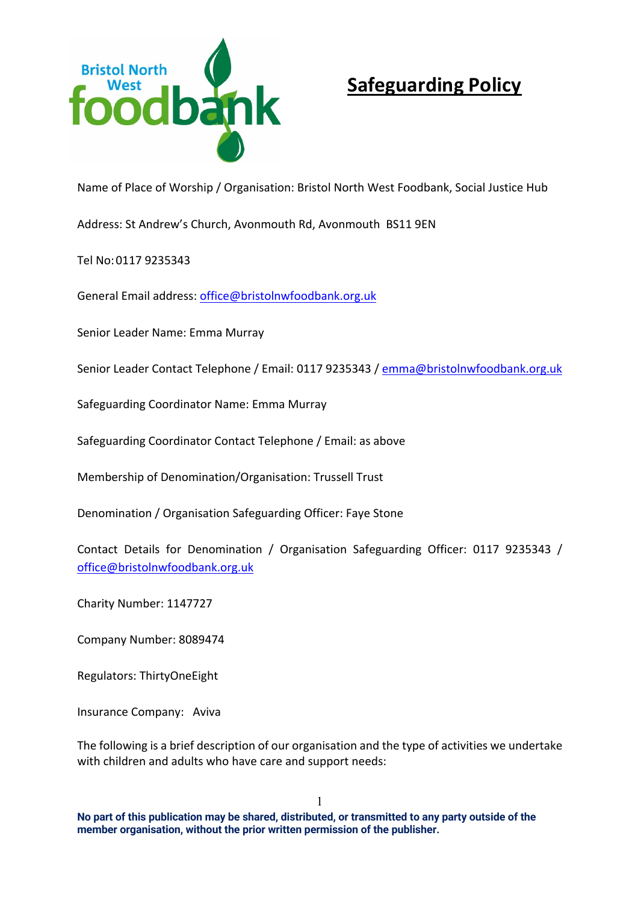# Safeguarding Policy

Name of Place of Worship / Organisation: Bristol North West Foodbank, Social Justice Hub

Address: St Andrew's Church, Avonmouth Rd, Avonmouth BS11 9EN

Tel No: 0117 9235343

General Email address: office@bristolnwfoodbank.org.uk

Senior Leader Name: Emma Murray

Senior Leader Contact Telephone / Email: 0117 9235343 / emma@bristolnwfoodbank.org.uk

Safeguarding Coordinator Name: Emma Murray

Safeguarding Coordinator Contact Telephone / Email: as above

Membership of Denomination/Organisation: Trussell Trust

Denomination / Organisation Safeguarding Officer: Faye Stone

Contact Details for Denomination / Organisation Safeguarding Officer: 0117 9235343 / office@bristolnwfoodbank.org.uk

Charity Number: 1147727

Company Number: 8089474

Regulators: ThirtyOneEight

Insurance Company: Aviva

The following is a brief description of our organisation and the type of activities we undertake with children and adults who have care and support needs:

**No part of this publication may be shared, distributed, or transmitted to any party outside of the member organisation, without the prior written permission of the publisher.**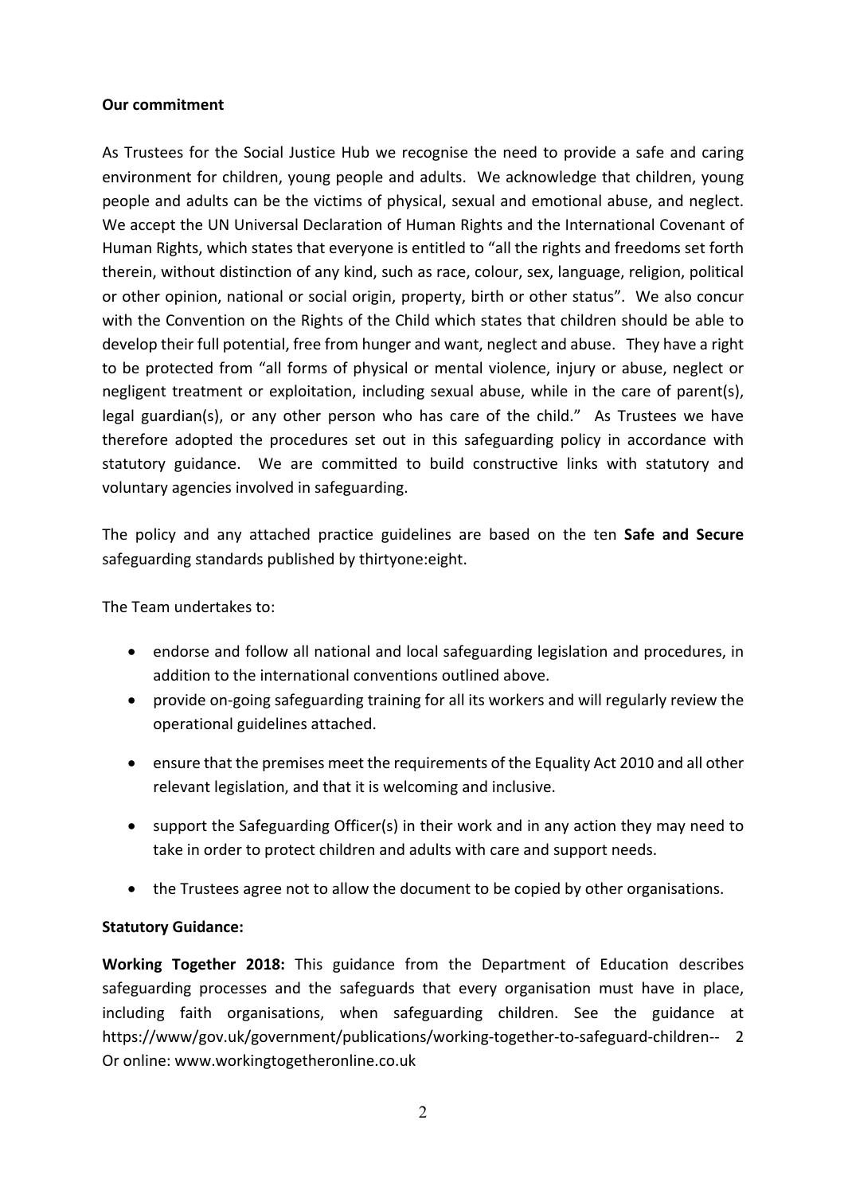**Our commitment**

As Trustees for the Social Justice Hub we recognise the need to provide a safe and caring environment for children, young people and adults. We acknowledge that children, young people and adults can be the victims of physical, sexual and emotional abuse, and neglect. We accept the UN Universal Declaration of Human Rights and the International Covenant of Human Rights, which states that everyone is entitled to "all the rights and freedoms set forth therein, without distinction of any kind, such as race, colour, sex, language, religion, political or other opinion, national or social origin, property, birth or other status". We also concur with the Convention on the Rights of the Child which states that children should be able to develop their full potential, free from hunger and want, neglect and abuse. They have a right to be protected from "all forms of physical or mental violence, injury or abuse, neglect or negligent treatment or exploitation, including sexual abuse, while in the care of parent(s), legal guardian(s), or any other person who has care of the child." As Trustees we have therefore adopted the procedures set out in this safeguarding policy in accordance with statutory guidance. We are committed to build constructive links with statutory and voluntary agencies involved in safeguarding.

The policy and any attached practice guidelines are based on the ten **Safe and Secure** safeguarding standards published by thirtyone:eight.

The Team undertakes to:

- endorse and follow all national and local safeguarding legislation and procedures, in addition to the international conventions outlined above.
- provide on-going safeguarding training for all its workers and will regularly review the operational guidelines attached.
- ensure that the premises meet the requirements of the Equality Act 2010 and all other relevant legislation, and that it is welcoming and inclusive.
- support the Safeguarding Officer(s) in their work and in any action they may need to take in order to protect children and adults with care and support needs.
- the Trustees agree not to allow the document to be copied by other organisations.

**Statutory Guidance:**

**Working Together 2018:** This guidance from the Department of Education describes safeguarding processes and the safeguards that every organisation must have in place, including faith organisations, when safeguarding children. See the guidance at https://www/gov.uk/government/publications/working-together-to-safeguard-children-- 2 Or online: www.workingtogetheronline.co.uk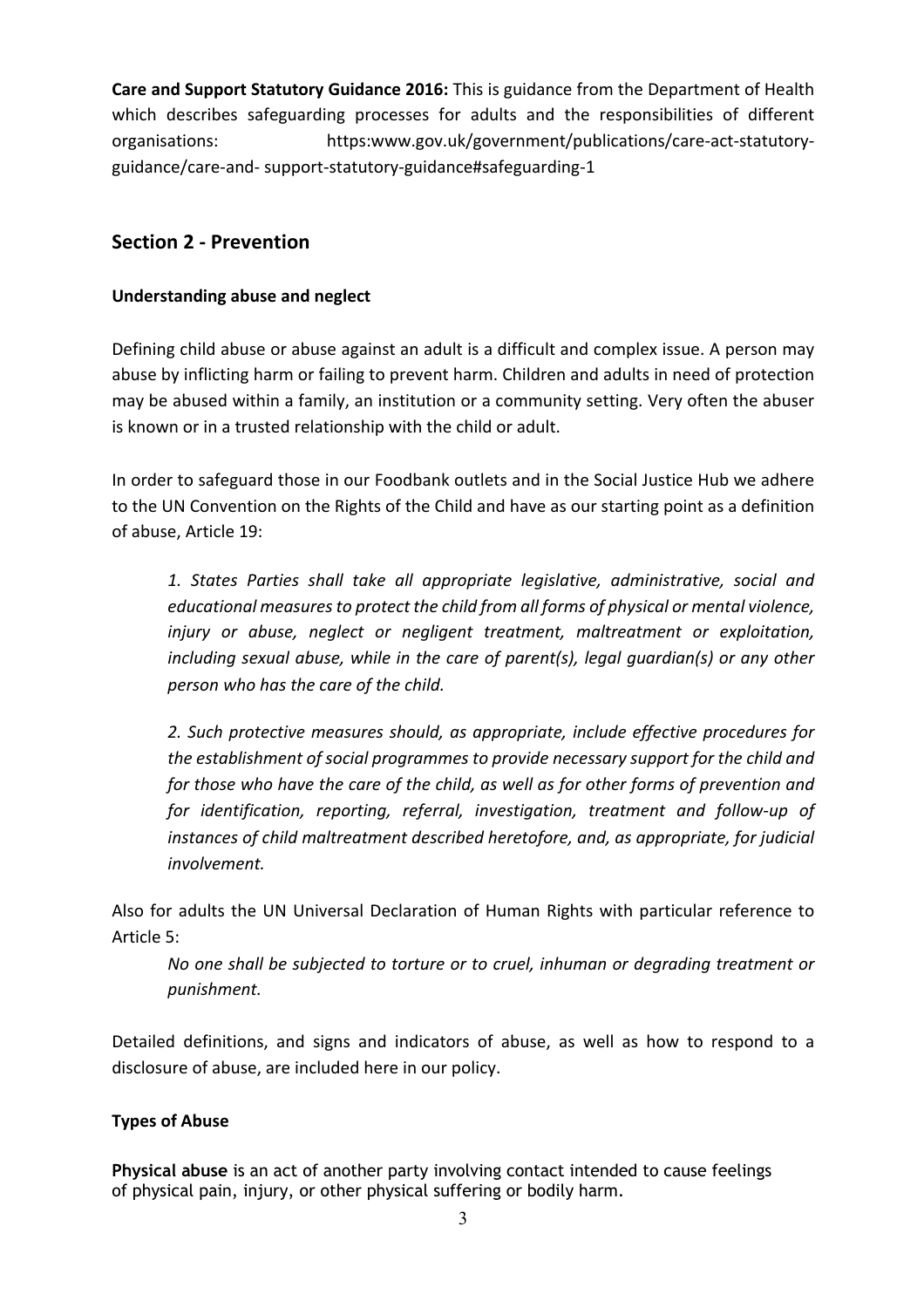**Care and Support Statutory Guidance 2016:** This is guidance from the Department of Health which describes safeguarding processes for adults and the responsibilities of different organisations: https:www.gov.uk/government/publications/care-act-statutory-guidance/care-and- support-statutory-guidance#safeguarding-1

## Section 2 - Prevention

**Understanding abuse and neglect**

Defining child abuse or abuse against an adult is a difficult and complex issue. A person may abuse by inflicting harm or failing to prevent harm. Children and adults in need of protection may be abused within a family, an institution or a community setting. Very often the abuser is known or in a trusted relationship with the child or adult.

In order to safeguard those in our Foodbank outlets and in the Social Justice Hub we adhere to the UN Convention on the Rights of the Child and have as our starting point as a definition of abuse, Article 19:

> *1. States Parties shall take all appropriate legislative, administrative, social and educational measures to protect the child from all forms of physical or mental violence, injury or abuse, neglect or negligent treatment, maltreatment or exploitation, including sexual abuse, while in the care of parent(s), legal guardian(s) or any other person who has the care of the child.*
>
> *2. Such protective measures should, as appropriate, include effective procedures for the establishment of social programmes to provide necessary support for the child and for those who have the care of the child, as well as for other forms of prevention and for identification, reporting, referral, investigation, treatment and follow-up of instances of child maltreatment described heretofore, and, as appropriate, for judicial involvement.*

Also for adults the UN Universal Declaration of Human Rights with particular reference to Article 5:

> *No one shall be subjected to torture or to cruel, inhuman or degrading treatment or punishment.*

Detailed definitions, and signs and indicators of abuse, as well as how to respond to a disclosure of abuse, are included here in our policy.

**Types of Abuse**

**Physical abuse** is an act of another party involving contact intended to cause feelings of physical pain, injury, or other physical suffering or bodily harm.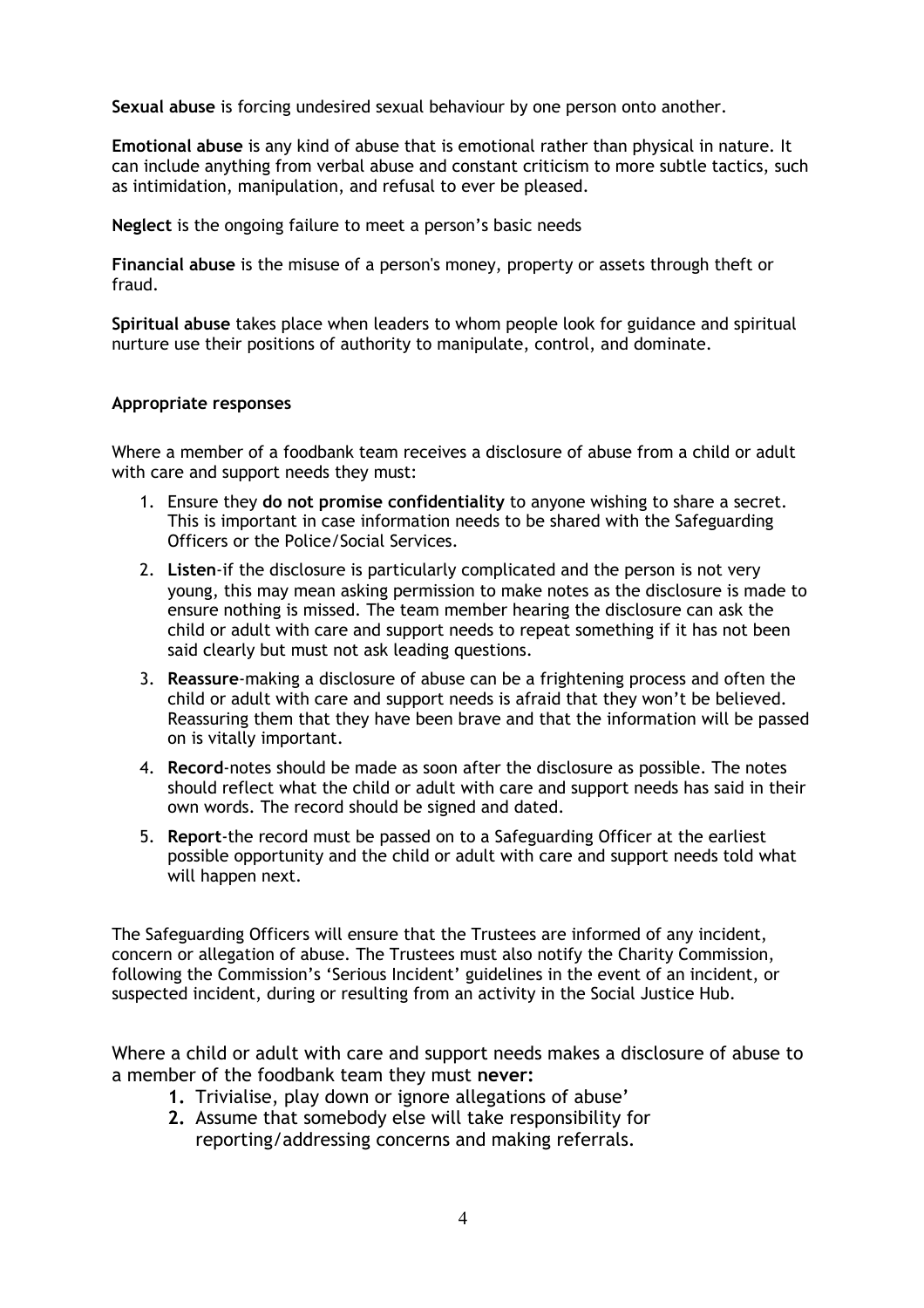**Sexual abuse** is forcing undesired sexual behaviour by one person onto another.

**Emotional abuse** is any kind of abuse that is emotional rather than physical in nature. It can include anything from verbal abuse and constant criticism to more subtle tactics, such as intimidation, manipulation, and refusal to ever be pleased.

**Neglect** is the ongoing failure to meet a person's basic needs

**Financial abuse** is the misuse of a person's money, property or assets through theft or fraud.

**Spiritual abuse** takes place when leaders to whom people look for guidance and spiritual nurture use their positions of authority to manipulate, control, and dominate.

**Appropriate responses**

Where a member of a foodbank team receives a disclosure of abuse from a child or adult with care and support needs they must:

1. Ensure they **do not promise confidentiality** to anyone wishing to share a secret. This is important in case information needs to be shared with the Safeguarding Officers or the Police/Social Services.
2. **Listen**-if the disclosure is particularly complicated and the person is not very young, this may mean asking permission to make notes as the disclosure is made to ensure nothing is missed. The team member hearing the disclosure can ask the child or adult with care and support needs to repeat something if it has not been said clearly but must not ask leading questions.
3. **Reassure**-making a disclosure of abuse can be a frightening process and often the child or adult with care and support needs is afraid that they won't be believed. Reassuring them that they have been brave and that the information will be passed on is vitally important.
4. **Record**-notes should be made as soon after the disclosure as possible. The notes should reflect what the child or adult with care and support needs has said in their own words. The record should be signed and dated.
5. **Report**-the record must be passed on to a Safeguarding Officer at the earliest possible opportunity and the child or adult with care and support needs told what will happen next.

The Safeguarding Officers will ensure that the Trustees are informed of any incident, concern or allegation of abuse. The Trustees must also notify the Charity Commission, following the Commission's 'Serious Incident' guidelines in the event of an incident, or suspected incident, during or resulting from an activity in the Social Justice Hub.

Where a child or adult with care and support needs makes a disclosure of abuse to a member of the foodbank team they must **never:**

1. Trivialise, play down or ignore allegations of abuse'
2. Assume that somebody else will take responsibility for reporting/addressing concerns and making referrals.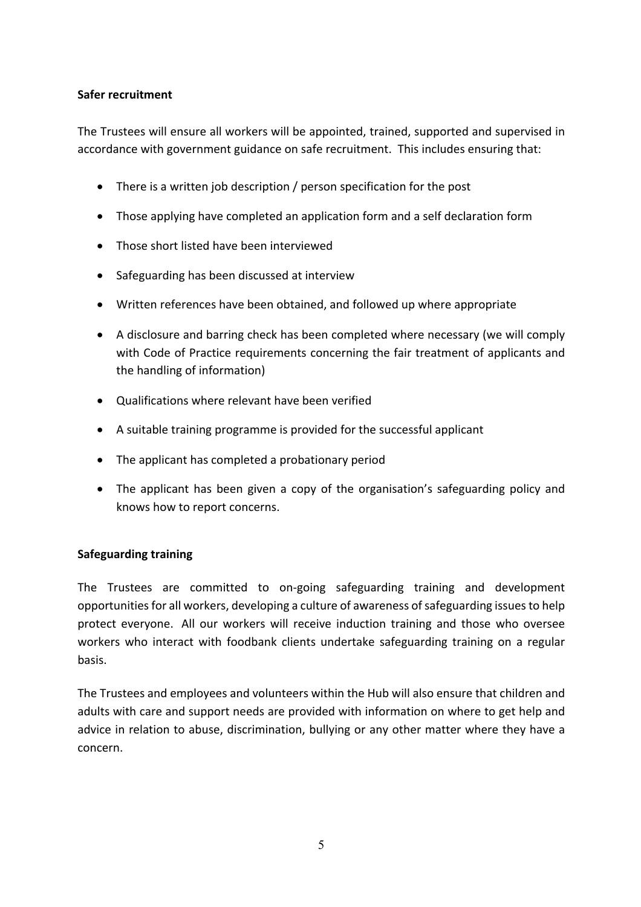**Safer recruitment**

The Trustees will ensure all workers will be appointed, trained, supported and supervised in accordance with government guidance on safe recruitment. This includes ensuring that:

- There is a written job description / person specification for the post
- Those applying have completed an application form and a self declaration form
- Those short listed have been interviewed
- Safeguarding has been discussed at interview
- Written references have been obtained, and followed up where appropriate
- A disclosure and barring check has been completed where necessary (we will comply with Code of Practice requirements concerning the fair treatment of applicants and the handling of information)
- Qualifications where relevant have been verified
- A suitable training programme is provided for the successful applicant
- The applicant has completed a probationary period
- The applicant has been given a copy of the organisation's safeguarding policy and knows how to report concerns.

**Safeguarding training**

The Trustees are committed to on-going safeguarding training and development opportunities for all workers, developing a culture of awareness of safeguarding issues to help protect everyone. All our workers will receive induction training and those who oversee workers who interact with foodbank clients undertake safeguarding training on a regular basis.

The Trustees and employees and volunteers within the Hub will also ensure that children and adults with care and support needs are provided with information on where to get help and advice in relation to abuse, discrimination, bullying or any other matter where they have a concern.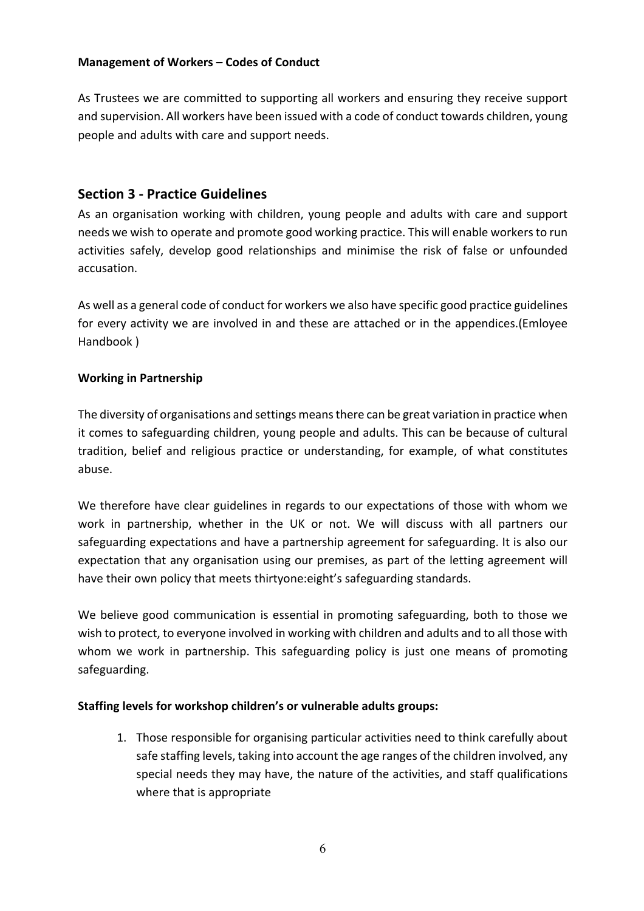**Management of Workers – Codes of Conduct**

As Trustees we are committed to supporting all workers and ensuring they receive support and supervision. All workers have been issued with a code of conduct towards children, young people and adults with care and support needs.

## Section 3 - Practice Guidelines

As an organisation working with children, young people and adults with care and support needs we wish to operate and promote good working practice. This will enable workers to run activities safely, develop good relationships and minimise the risk of false or unfounded accusation.

As well as a general code of conduct for workers we also have specific good practice guidelines for every activity we are involved in and these are attached or in the appendices.(Emloyee Handbook )

**Working in Partnership**

The diversity of organisations and settings means there can be great variation in practice when it comes to safeguarding children, young people and adults. This can be because of cultural tradition, belief and religious practice or understanding, for example, of what constitutes abuse.

We therefore have clear guidelines in regards to our expectations of those with whom we work in partnership, whether in the UK or not. We will discuss with all partners our safeguarding expectations and have a partnership agreement for safeguarding. It is also our expectation that any organisation using our premises, as part of the letting agreement will have their own policy that meets thirtyone:eight's safeguarding standards.

We believe good communication is essential in promoting safeguarding, both to those we wish to protect, to everyone involved in working with children and adults and to all those with whom we work in partnership. This safeguarding policy is just one means of promoting safeguarding.

**Staffing levels for workshop children's or vulnerable adults groups:**

1. Those responsible for organising particular activities need to think carefully about safe staffing levels, taking into account the age ranges of the children involved, any special needs they may have, the nature of the activities, and staff qualifications where that is appropriate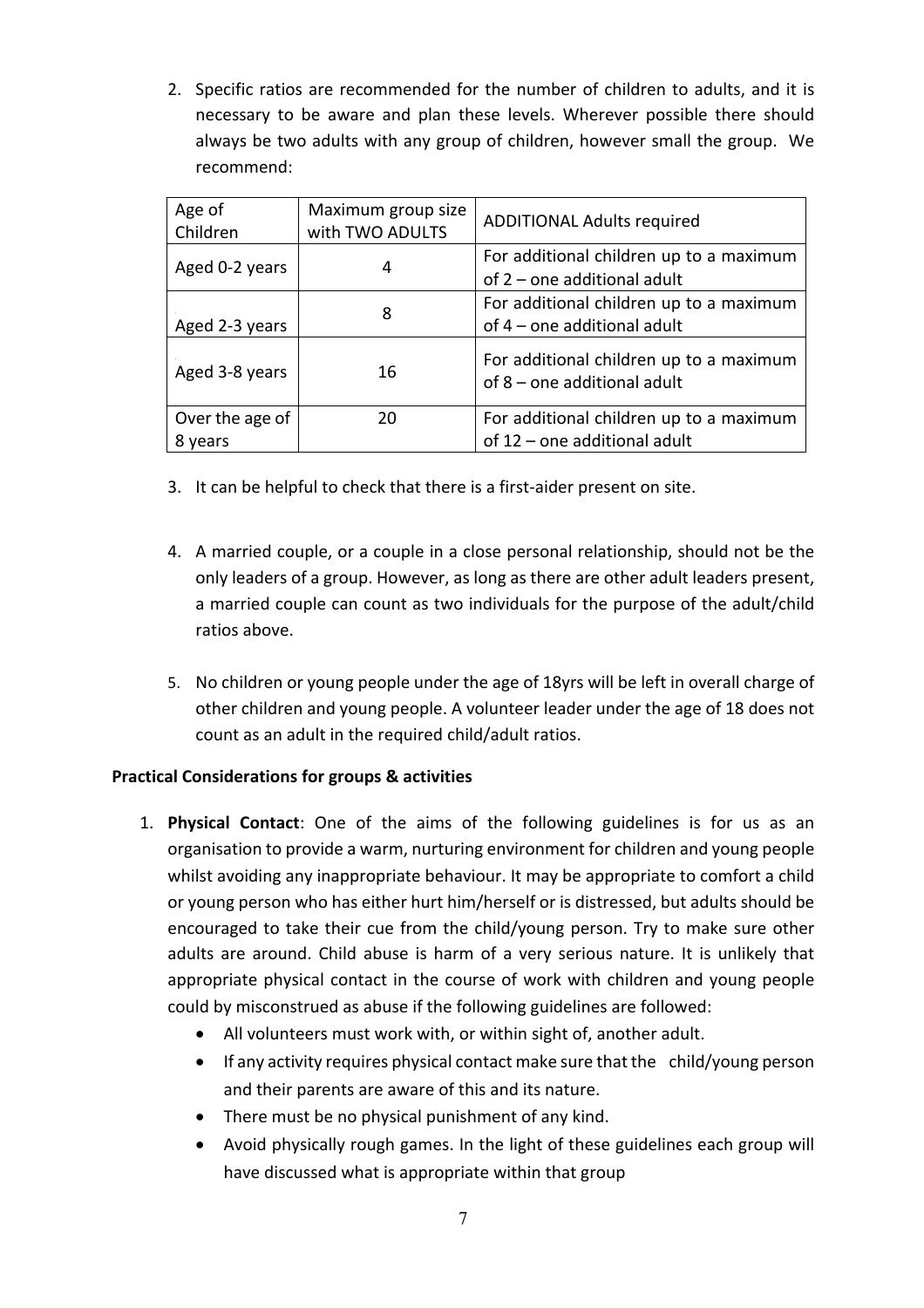2. Specific ratios are recommended for the number of children to adults, and it is necessary to be aware and plan these levels. Wherever possible there should always be two adults with any group of children, however small the group. We recommend:

| Age of Children | Maximum group size with TWO ADULTS | ADDITIONAL Adults required |
|---|---|---|
| Aged 0-2 years | 4 | For additional children up to a maximum of 2 – one additional adult |
| Aged 2-3 years | 8 | For additional children up to a maximum of 4 – one additional adult |
| Aged 3-8 years | 16 | For additional children up to a maximum of 8 – one additional adult |
| Over the age of 8 years | 20 | For additional children up to a maximum of 12 – one additional adult |

3. It can be helpful to check that there is a first-aider present on site.

4. A married couple, or a couple in a close personal relationship, should not be the only leaders of a group. However, as long as there are other adult leaders present, a married couple can count as two individuals for the purpose of the adult/child ratios above.

5. No children or young people under the age of 18yrs will be left in overall charge of other children and young people. A volunteer leader under the age of 18 does not count as an adult in the required child/adult ratios.

**Practical Considerations for groups & activities**

1. **Physical Contact**: One of the aims of the following guidelines is for us as an organisation to provide a warm, nurturing environment for children and young people whilst avoiding any inappropriate behaviour. It may be appropriate to comfort a child or young person who has either hurt him/herself or is distressed, but adults should be encouraged to take their cue from the child/young person. Try to make sure other adults are around. Child abuse is harm of a very serious nature. It is unlikely that appropriate physical contact in the course of work with children and young people could by misconstrued as abuse if the following guidelines are followed:
   - All volunteers must work with, or within sight of, another adult.
   - If any activity requires physical contact make sure that the child/young person and their parents are aware of this and its nature.
   - There must be no physical punishment of any kind.
   - Avoid physically rough games. In the light of these guidelines each group will have discussed what is appropriate within that group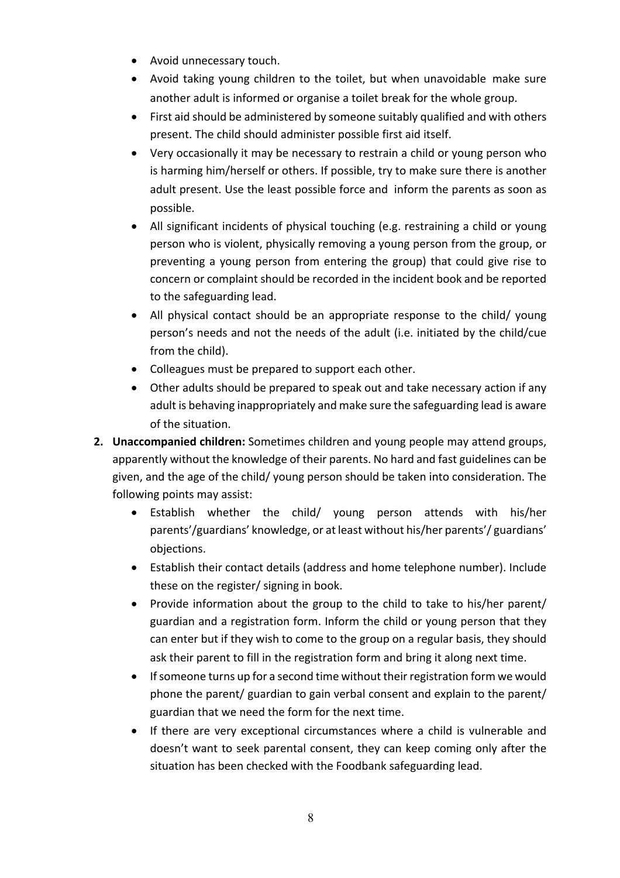- Avoid unnecessary touch.
- Avoid taking young children to the toilet, but when unavoidable make sure another adult is informed or organise a toilet break for the whole group.
- First aid should be administered by someone suitably qualified and with others present. The child should administer possible first aid itself.
- Very occasionally it may be necessary to restrain a child or young person who is harming him/herself or others. If possible, try to make sure there is another adult present. Use the least possible force and inform the parents as soon as possible.
- All significant incidents of physical touching (e.g. restraining a child or young person who is violent, physically removing a young person from the group, or preventing a young person from entering the group) that could give rise to concern or complaint should be recorded in the incident book and be reported to the safeguarding lead.
- All physical contact should be an appropriate response to the child/ young person's needs and not the needs of the adult (i.e. initiated by the child/cue from the child).
- Colleagues must be prepared to support each other.
- Other adults should be prepared to speak out and take necessary action if any adult is behaving inappropriately and make sure the safeguarding lead is aware of the situation.

2. **Unaccompanied children:** Sometimes children and young people may attend groups, apparently without the knowledge of their parents. No hard and fast guidelines can be given, and the age of the child/ young person should be taken into consideration. The following points may assist:
    - Establish whether the child/ young person attends with his/her parents'/guardians' knowledge, or at least without his/her parents'/ guardians' objections.
    - Establish their contact details (address and home telephone number). Include these on the register/ signing in book.
    - Provide information about the group to the child to take to his/her parent/ guardian and a registration form. Inform the child or young person that they can enter but if they wish to come to the group on a regular basis, they should ask their parent to fill in the registration form and bring it along next time.
    - If someone turns up for a second time without their registration form we would phone the parent/ guardian to gain verbal consent and explain to the parent/ guardian that we need the form for the next time.
    - If there are very exceptional circumstances where a child is vulnerable and doesn't want to seek parental consent, they can keep coming only after the situation has been checked with the Foodbank safeguarding lead.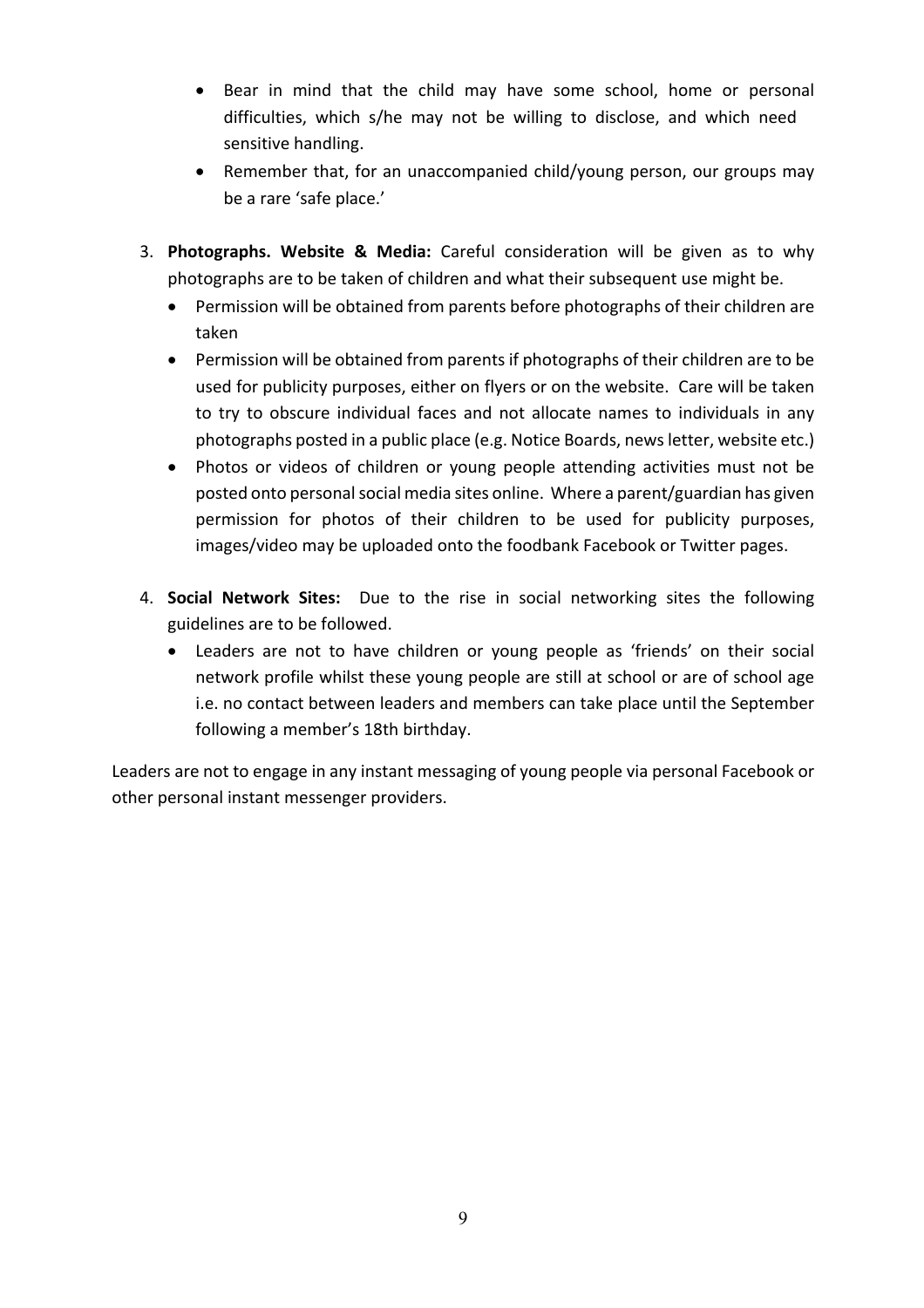- Bear in mind that the child may have some school, home or personal difficulties, which s/he may not be willing to disclose, and which need sensitive handling.
- Remember that, for an unaccompanied child/young person, our groups may be a rare 'safe place.'

3. **Photographs. Website & Media:** Careful consideration will be given as to why photographs are to be taken of children and what their subsequent use might be.
   - Permission will be obtained from parents before photographs of their children are taken
   - Permission will be obtained from parents if photographs of their children are to be used for publicity purposes, either on flyers or on the website. Care will be taken to try to obscure individual faces and not allocate names to individuals in any photographs posted in a public place (e.g. Notice Boards, news letter, website etc.)
   - Photos or videos of children or young people attending activities must not be posted onto personal social media sites online. Where a parent/guardian has given permission for photos of their children to be used for publicity purposes, images/video may be uploaded onto the foodbank Facebook or Twitter pages.

4. **Social Network Sites:** Due to the rise in social networking sites the following guidelines are to be followed.
   - Leaders are not to have children or young people as 'friends' on their social network profile whilst these young people are still at school or are of school age i.e. no contact between leaders and members can take place until the September following a member's 18th birthday.

Leaders are not to engage in any instant messaging of young people via personal Facebook or other personal instant messenger providers.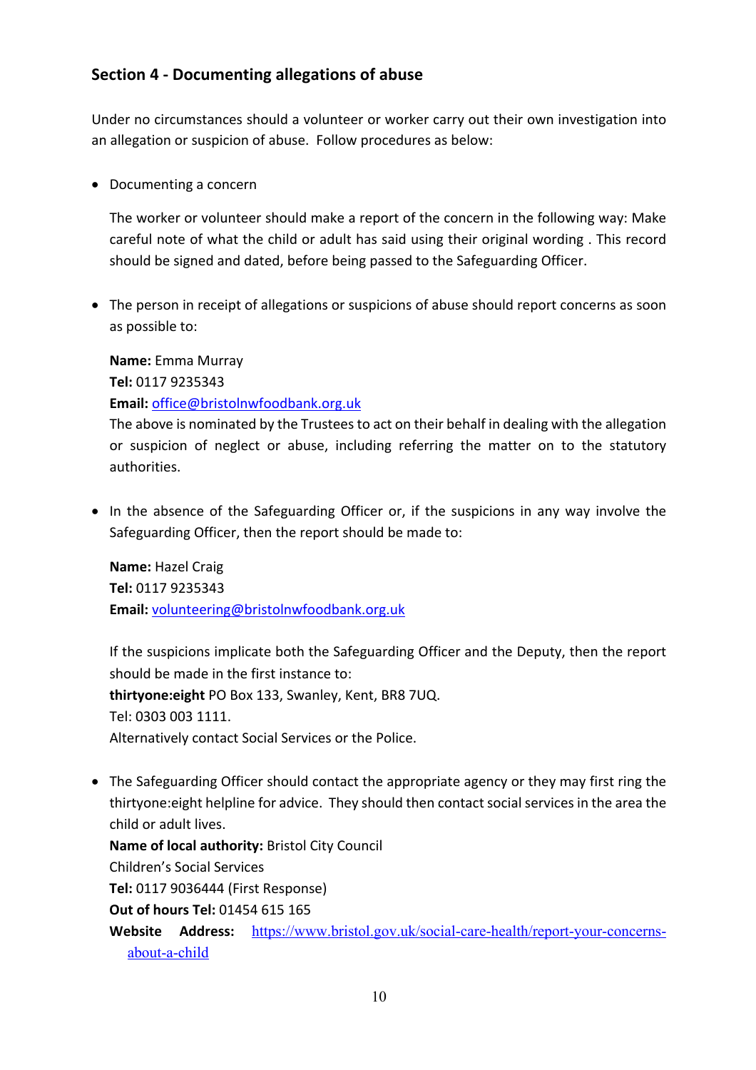## Section 4 - Documenting allegations of abuse

Under no circumstances should a volunteer or worker carry out their own investigation into an allegation or suspicion of abuse. Follow procedures as below:

- Documenting a concern

  The worker or volunteer should make a report of the concern in the following way: Make careful note of what the child or adult has said using their original wording . This record should be signed and dated, before being passed to the Safeguarding Officer.

- The person in receipt of allegations or suspicions of abuse should report concerns as soon as possible to:

  **Name:** Emma Murray
  **Tel:** 0117 9235343
  **Email:** office@bristolnwfoodbank.org.uk
  The above is nominated by the Trustees to act on their behalf in dealing with the allegation or suspicion of neglect or abuse, including referring the matter on to the statutory authorities.

- In the absence of the Safeguarding Officer or, if the suspicions in any way involve the Safeguarding Officer, then the report should be made to:

  **Name:** Hazel Craig
  **Tel:** 0117 9235343
  **Email:** volunteering@bristolnwfoodbank.org.uk

  If the suspicions implicate both the Safeguarding Officer and the Deputy, then the report should be made in the first instance to:
  **thirtyone:eight** PO Box 133, Swanley, Kent, BR8 7UQ.
  Tel: 0303 003 1111.
  Alternatively contact Social Services or the Police.

- The Safeguarding Officer should contact the appropriate agency or they may first ring the thirtyone:eight helpline for advice. They should then contact social services in the area the child or adult lives.
  **Name of local authority:** Bristol City Council
  Children's Social Services
  **Tel:** 0117 9036444 (First Response)
  **Out of hours Tel:** 01454 615 165
  **Website Address:** https://www.bristol.gov.uk/social-care-health/report-your-concerns-about-a-child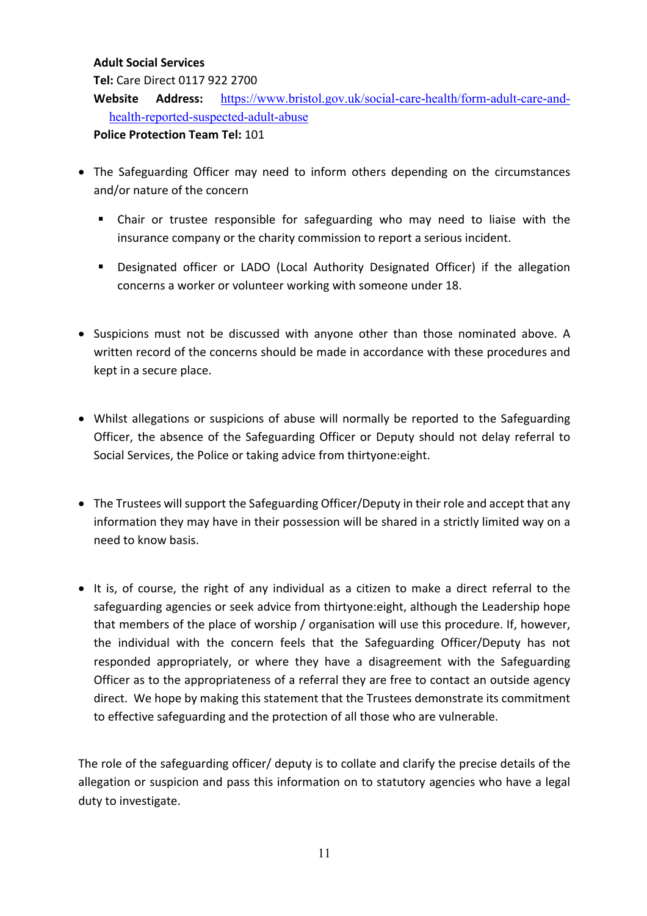**Adult Social Services**

**Tel:** Care Direct 0117 922 2700

**Website Address:** https://www.bristol.gov.uk/social-care-health/form-adult-care-and-health-reported-suspected-adult-abuse

**Police Protection Team Tel:** 101

- The Safeguarding Officer may need to inform others depending on the circumstances and/or nature of the concern
  - Chair or trustee responsible for safeguarding who may need to liaise with the insurance company or the charity commission to report a serious incident.
  - Designated officer or LADO (Local Authority Designated Officer) if the allegation concerns a worker or volunteer working with someone under 18.

- Suspicions must not be discussed with anyone other than those nominated above. A written record of the concerns should be made in accordance with these procedures and kept in a secure place.

- Whilst allegations or suspicions of abuse will normally be reported to the Safeguarding Officer, the absence of the Safeguarding Officer or Deputy should not delay referral to Social Services, the Police or taking advice from thirtyone:eight.

- The Trustees will support the Safeguarding Officer/Deputy in their role and accept that any information they may have in their possession will be shared in a strictly limited way on a need to know basis.

- It is, of course, the right of any individual as a citizen to make a direct referral to the safeguarding agencies or seek advice from thirtyone:eight, although the Leadership hope that members of the place of worship / organisation will use this procedure. If, however, the individual with the concern feels that the Safeguarding Officer/Deputy has not responded appropriately, or where they have a disagreement with the Safeguarding Officer as to the appropriateness of a referral they are free to contact an outside agency direct. We hope by making this statement that the Trustees demonstrate its commitment to effective safeguarding and the protection of all those who are vulnerable.

The role of the safeguarding officer/ deputy is to collate and clarify the precise details of the allegation or suspicion and pass this information on to statutory agencies who have a legal duty to investigate.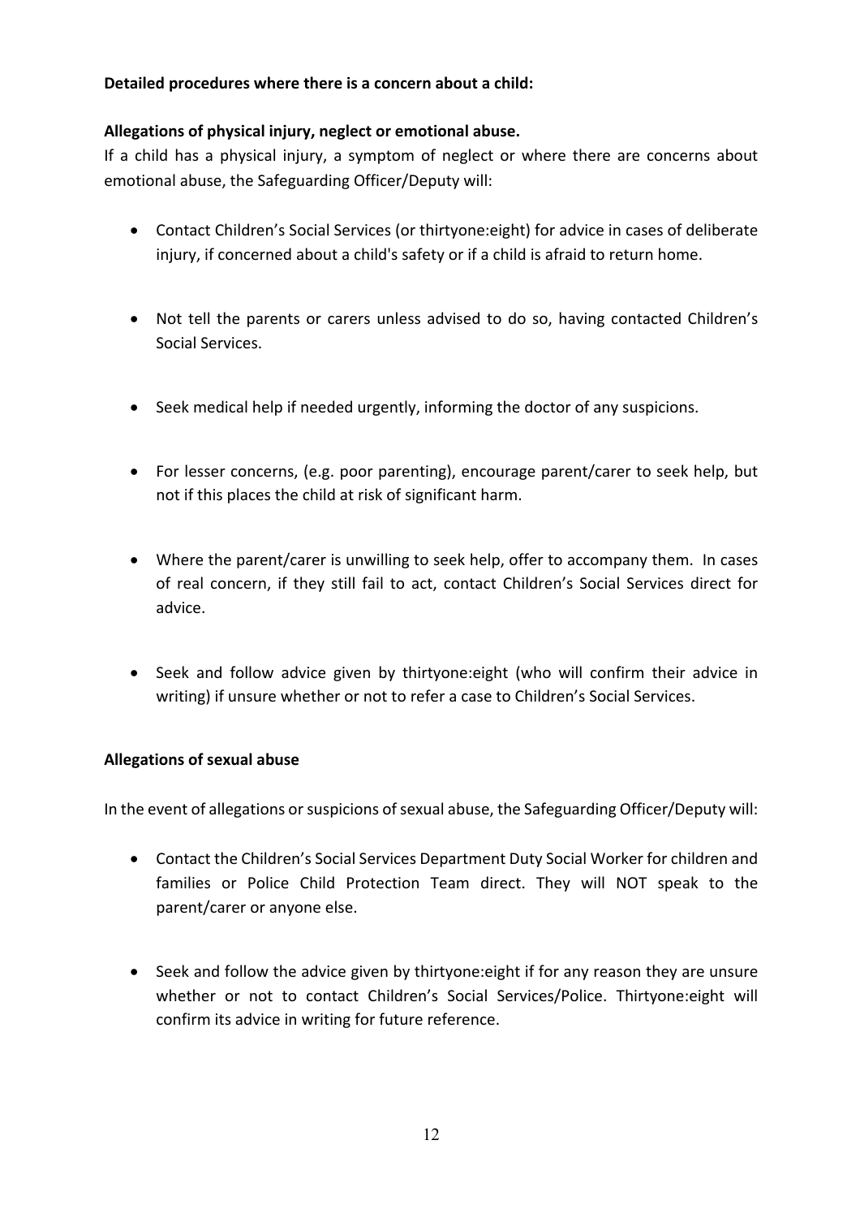**Detailed procedures where there is a concern about a child:**

**Allegations of physical injury, neglect or emotional abuse.**

If a child has a physical injury, a symptom of neglect or where there are concerns about emotional abuse, the Safeguarding Officer/Deputy will:

- Contact Children's Social Services (or thirtyone:eight) for advice in cases of deliberate injury, if concerned about a child's safety or if a child is afraid to return home.
- Not tell the parents or carers unless advised to do so, having contacted Children's Social Services.
- Seek medical help if needed urgently, informing the doctor of any suspicions.
- For lesser concerns, (e.g. poor parenting), encourage parent/carer to seek help, but not if this places the child at risk of significant harm.
- Where the parent/carer is unwilling to seek help, offer to accompany them. In cases of real concern, if they still fail to act, contact Children's Social Services direct for advice.
- Seek and follow advice given by thirtyone:eight (who will confirm their advice in writing) if unsure whether or not to refer a case to Children's Social Services.

**Allegations of sexual abuse**

In the event of allegations or suspicions of sexual abuse, the Safeguarding Officer/Deputy will:

- Contact the Children's Social Services Department Duty Social Worker for children and families or Police Child Protection Team direct. They will NOT speak to the parent/carer or anyone else.
- Seek and follow the advice given by thirtyone:eight if for any reason they are unsure whether or not to contact Children's Social Services/Police. Thirtyone:eight will confirm its advice in writing for future reference.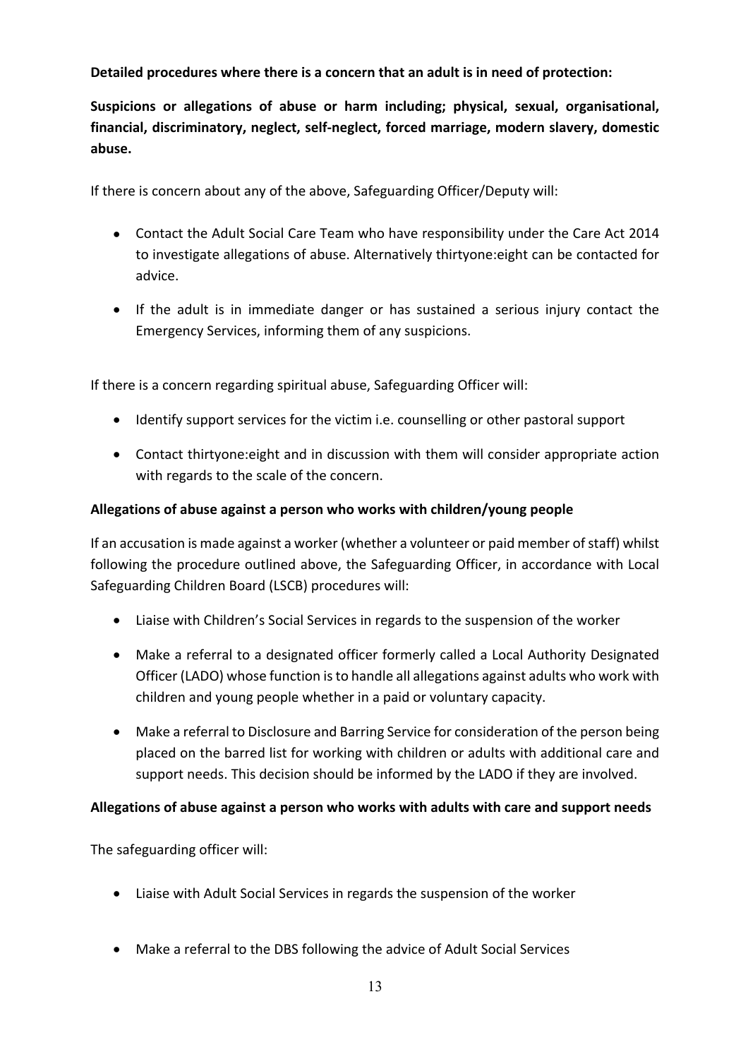**Detailed procedures where there is a concern that an adult is in need of protection:**

**Suspicions or allegations of abuse or harm including; physical, sexual, organisational, financial, discriminatory, neglect, self-neglect, forced marriage, modern slavery, domestic abuse.**

If there is concern about any of the above, Safeguarding Officer/Deputy will:

- Contact the Adult Social Care Team who have responsibility under the Care Act 2014 to investigate allegations of abuse. Alternatively thirtyone:eight can be contacted for advice.
- If the adult is in immediate danger or has sustained a serious injury contact the Emergency Services, informing them of any suspicions.

If there is a concern regarding spiritual abuse, Safeguarding Officer will:

- Identify support services for the victim i.e. counselling or other pastoral support
- Contact thirtyone:eight and in discussion with them will consider appropriate action with regards to the scale of the concern.

**Allegations of abuse against a person who works with children/young people**

If an accusation is made against a worker (whether a volunteer or paid member of staff) whilst following the procedure outlined above, the Safeguarding Officer, in accordance with Local Safeguarding Children Board (LSCB) procedures will:

- Liaise with Children's Social Services in regards to the suspension of the worker
- Make a referral to a designated officer formerly called a Local Authority Designated Officer (LADO) whose function is to handle all allegations against adults who work with children and young people whether in a paid or voluntary capacity.
- Make a referral to Disclosure and Barring Service for consideration of the person being placed on the barred list for working with children or adults with additional care and support needs. This decision should be informed by the LADO if they are involved.

**Allegations of abuse against a person who works with adults with care and support needs**

The safeguarding officer will:

- Liaise with Adult Social Services in regards the suspension of the worker
- Make a referral to the DBS following the advice of Adult Social Services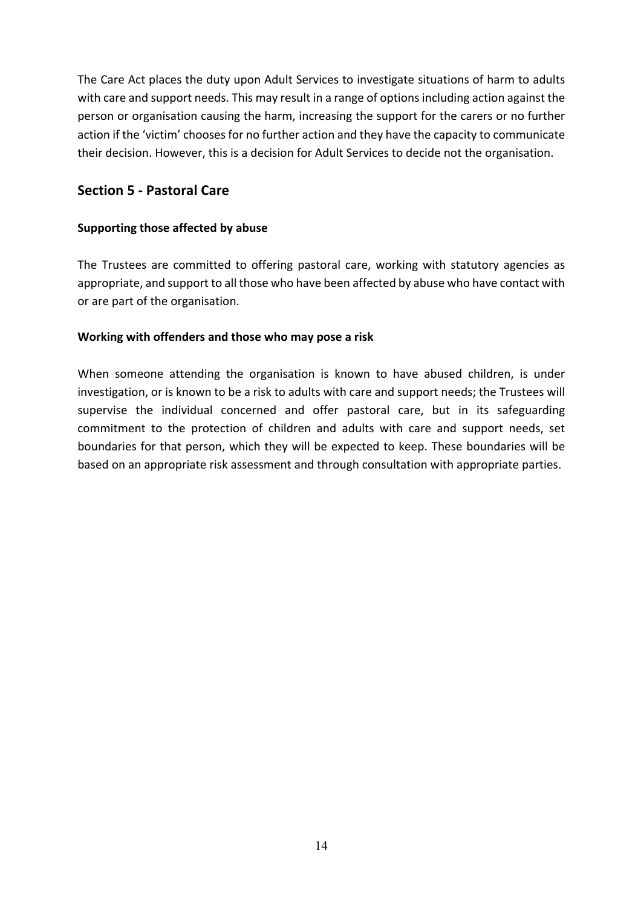The Care Act places the duty upon Adult Services to investigate situations of harm to adults with care and support needs. This may result in a range of options including action against the person or organisation causing the harm, increasing the support for the carers or no further action if the 'victim' chooses for no further action and they have the capacity to communicate their decision. However, this is a decision for Adult Services to decide not the organisation.

## Section 5 - Pastoral Care

**Supporting those affected by abuse**

The Trustees are committed to offering pastoral care, working with statutory agencies as appropriate, and support to all those who have been affected by abuse who have contact with or are part of the organisation.

**Working with offenders and those who may pose a risk**

When someone attending the organisation is known to have abused children, is under investigation, or is known to be a risk to adults with care and support needs; the Trustees will supervise the individual concerned and offer pastoral care, but in its safeguarding commitment to the protection of children and adults with care and support needs, set boundaries for that person, which they will be expected to keep. These boundaries will be based on an appropriate risk assessment and through consultation with appropriate parties.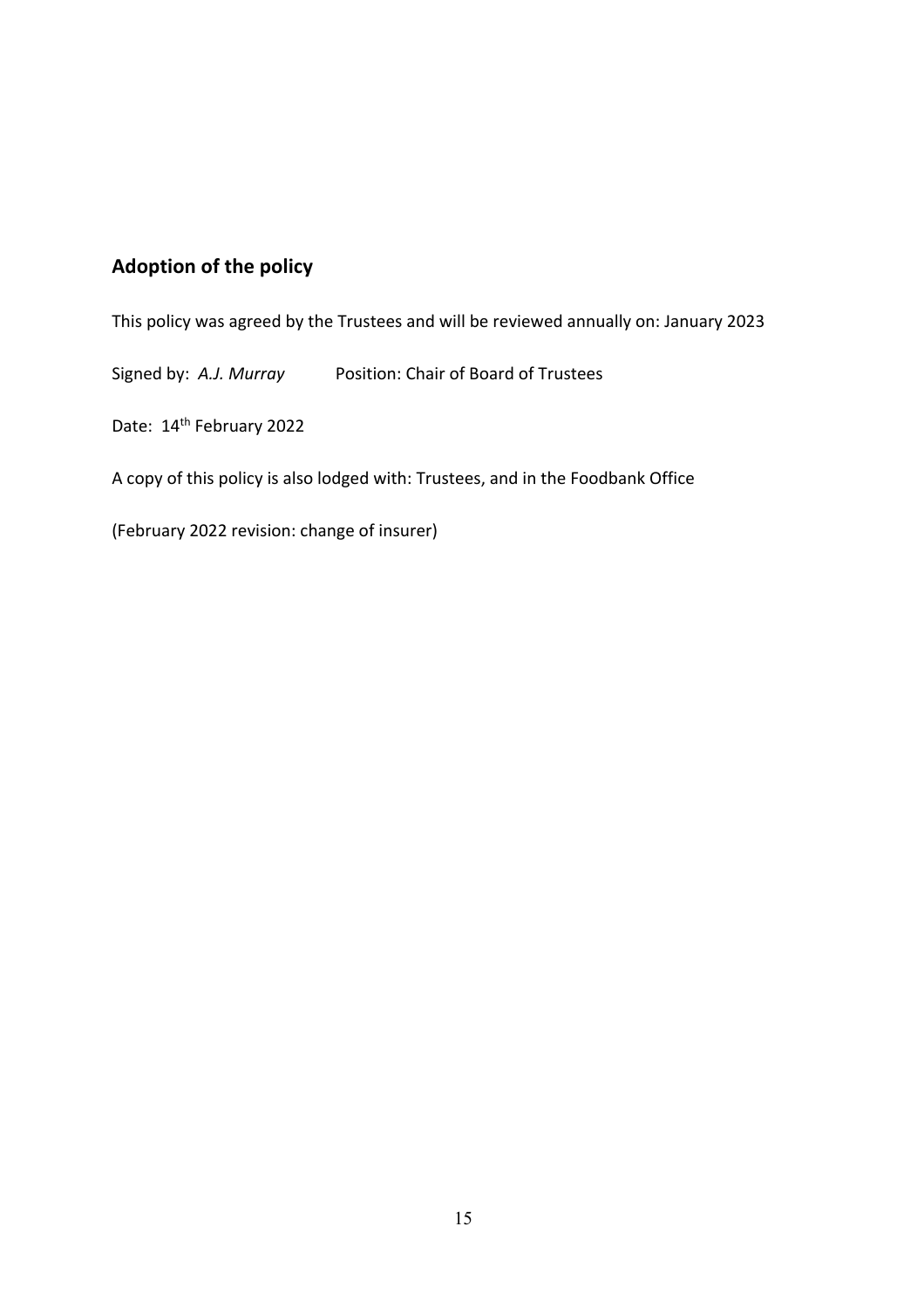## Adoption of the policy

This policy was agreed by the Trustees and will be reviewed annually on: January 2023

Signed by: *A.J. Murray* Position: Chair of Board of Trustees

Date: 14th February 2022

A copy of this policy is also lodged with: Trustees, and in the Foodbank Office

(February 2022 revision: change of insurer)